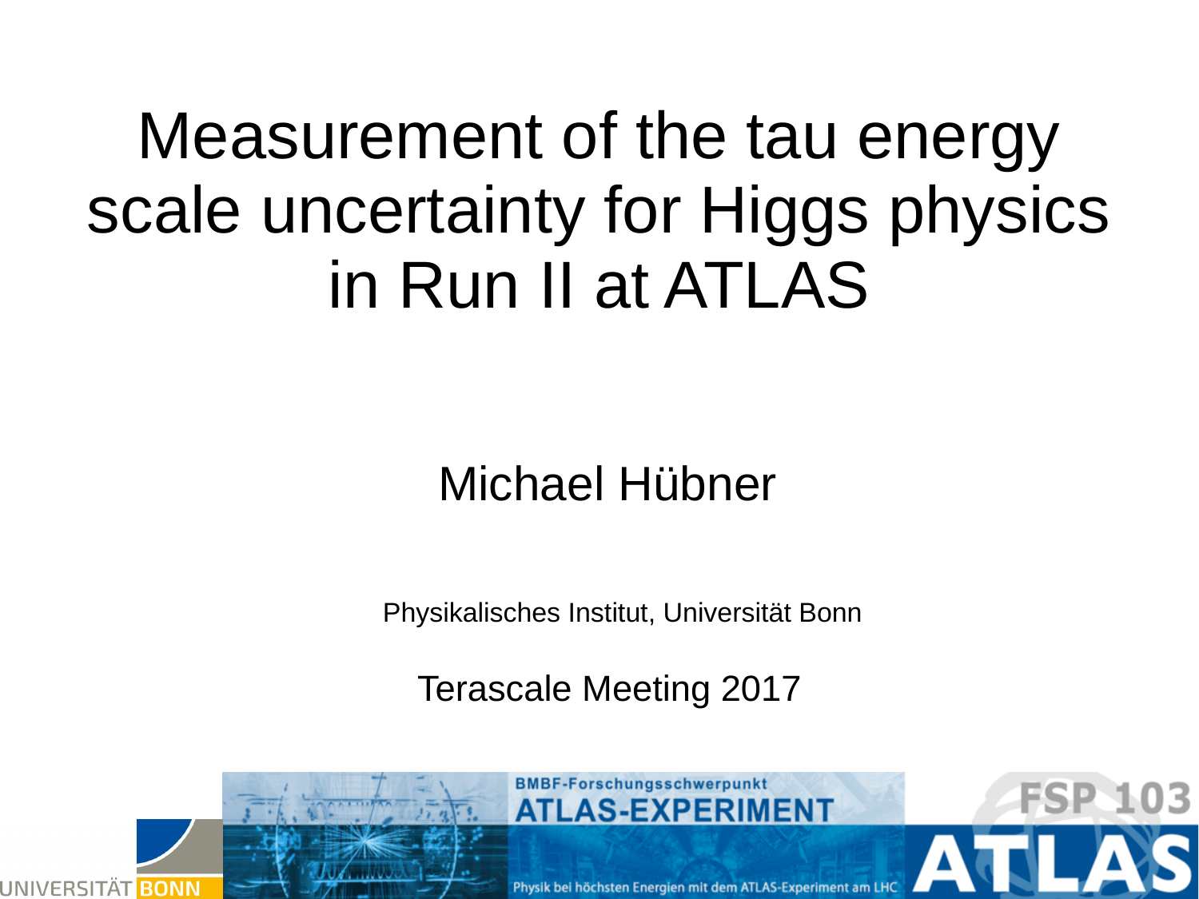# Measurement of the tau energy scale uncertainty for Higgs physics in Run II at ATLAS

Michael Hübner

Physikalisches Institut, Universität Bonn

Terascale Meeting 2017

UNIVERSITÄT BONN

BMBF-Forschungsschwerpunkt
ATLAS-EXPERIMENT
Physik bei höchsten Energien mit dem ATLAS-Experiment am LHC

FSP 103
ATLAS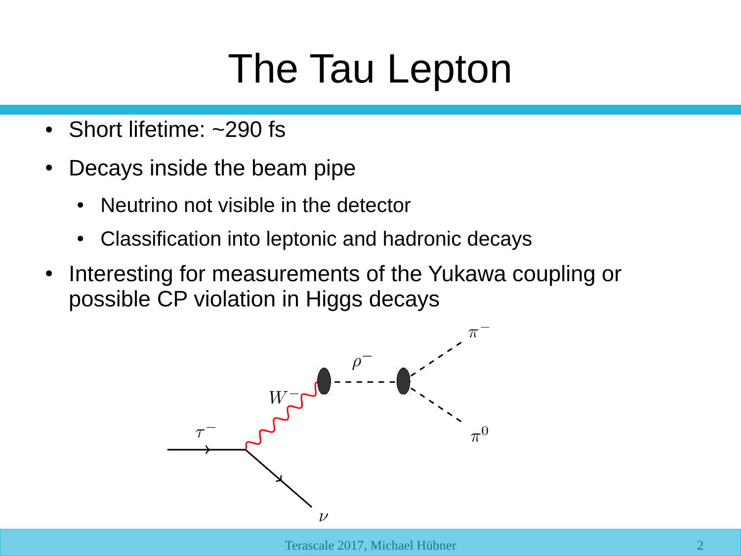# The Tau Lepton

- Short lifetime: ~290 fs
- Decays inside the beam pipe
  - Neutrino not visible in the detector
  - Classification into leptonic and hadronic decays
- Interesting for measurements of the Yukawa coupling or possible CP violation in Higgs decays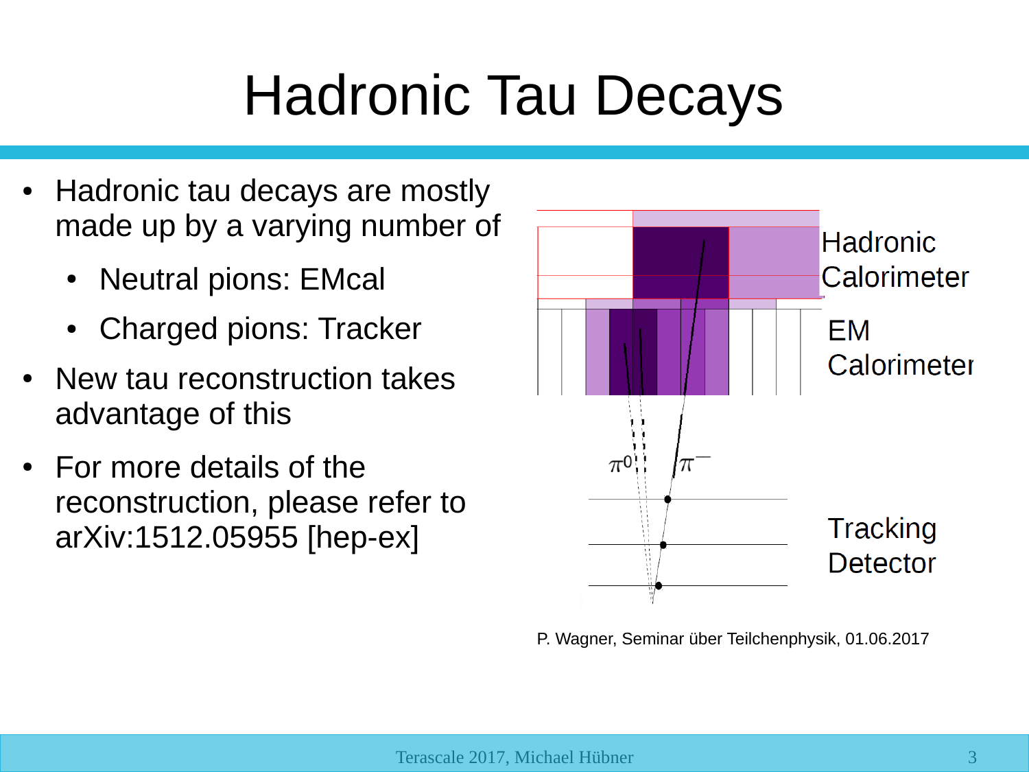# Hadronic Tau Decays

- Hadronic tau decays are mostly made up by a varying number of
  - Neutral pions: EMcal
  - Charged pions: Tracker
- New tau reconstruction takes advantage of this
- For more details of the reconstruction, please refer to arXiv:1512.05955 [hep-ex]

Hadronic Calorimeter

EM Calorimeter

Tracking Detector

$\pi^0$ $\pi^-$

P. Wagner, Seminar über Teilchenphysik, 01.06.2017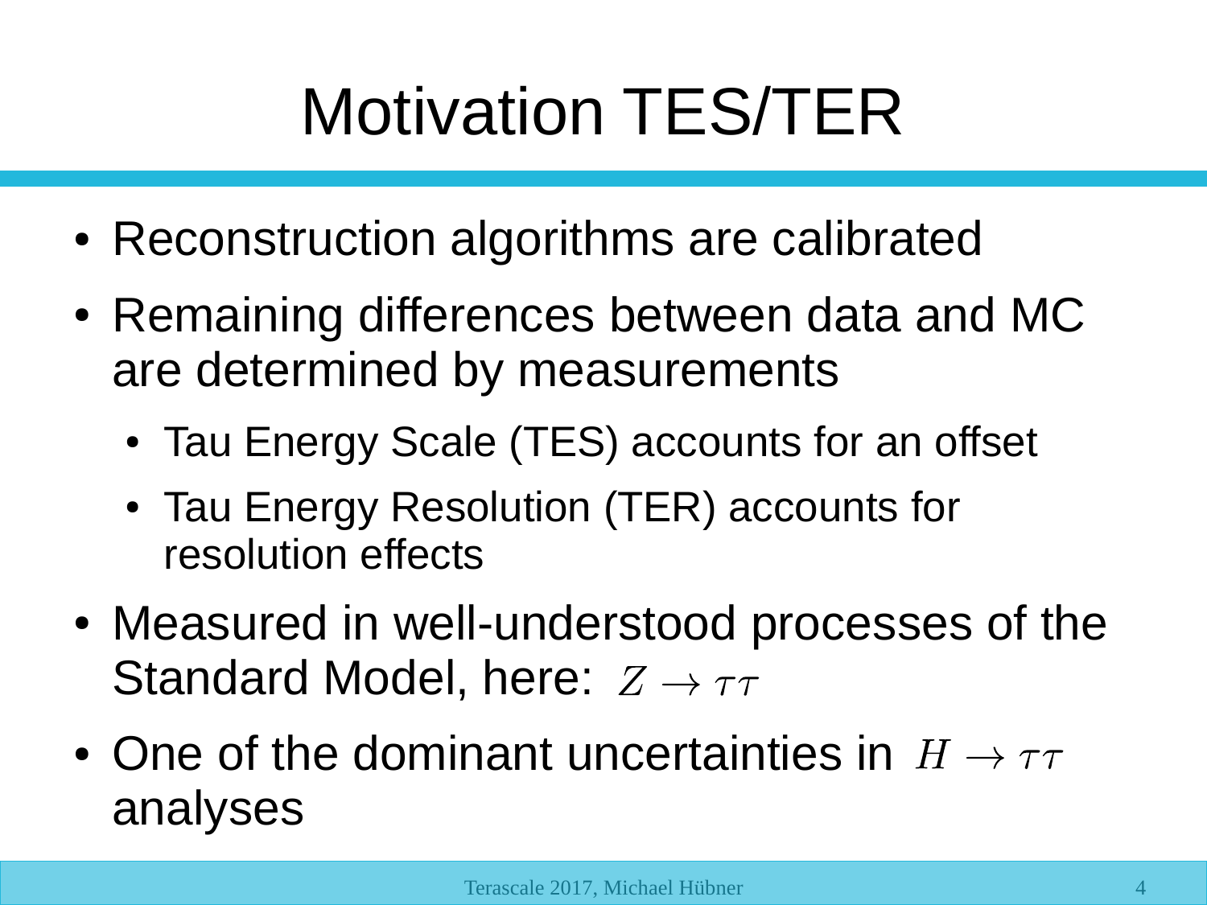# Motivation TES/TER

- Reconstruction algorithms are calibrated
- Remaining differences between data and MC are determined by measurements
  - Tau Energy Scale (TES) accounts for an offset
  - Tau Energy Resolution (TER) accounts for resolution effects
- Measured in well-understood processes of the Standard Model, here: $Z \to \tau\tau$
- One of the dominant uncertainties in $H \to \tau\tau$ analyses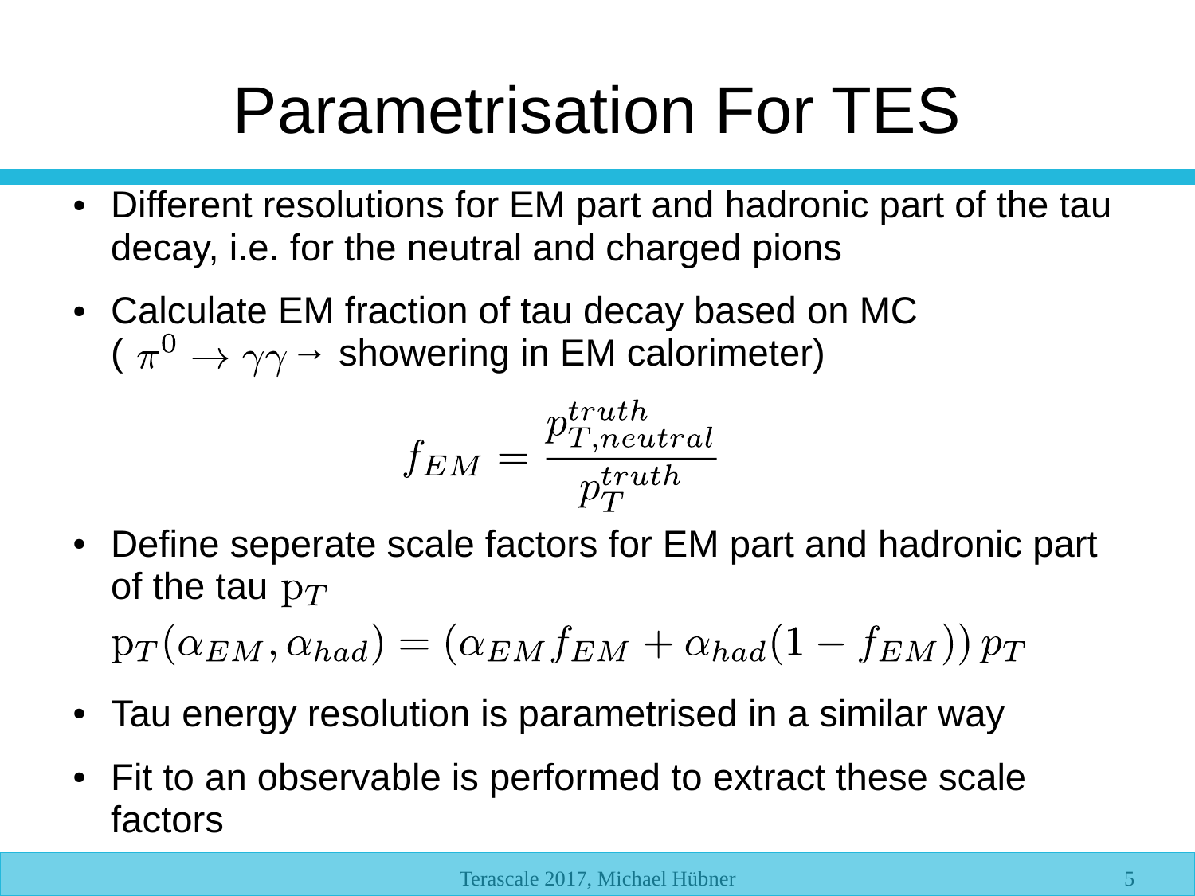# Parametrisation For TES

- Different resolutions for EM part and hadronic part of the tau decay, i.e. for the neutral and charged pions
- Calculate EM fraction of tau decay based on MC ( $\pi^0 \rightarrow \gamma\gamma \rightarrow$ showering in EM calorimeter)

$$f_{EM} = \frac{p_{T,neutral}^{truth}}{p_T^{truth}}$$

- Define seperate scale factors for EM part and hadronic part of the tau $\mathrm{p}_T$

$$\mathrm{p}_T(\alpha_{EM}, \alpha_{had}) = (\alpha_{EM} f_{EM} + \alpha_{had}(1 - f_{EM}))\, p_T$$

- Tau energy resolution is parametrised in a similar way
- Fit to an observable is performed to extract these scale factors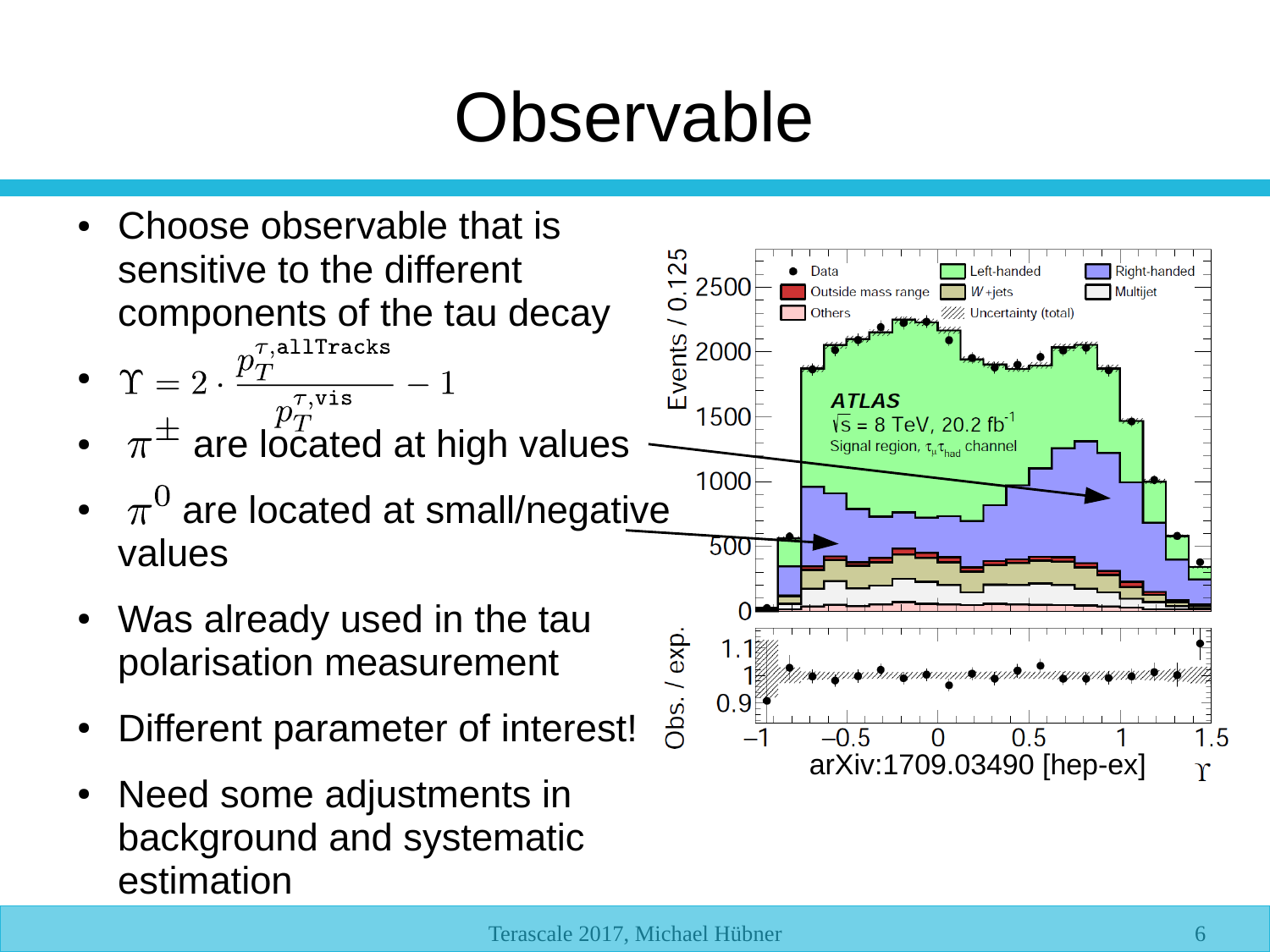# Observable

- Choose observable that is sensitive to the different components of the tau decay
- $\Upsilon = 2 \cdot \frac{p_T^{\tau,\mathtt{allTracks}}}{p_T^{\tau,\mathtt{vis}}} - 1$
- $\pi^{\pm}$ are located at high values
- $\pi^{0}$ are located at small/negative values
- Was already used in the tau polarisation measurement
- Different parameter of interest!
- Need some adjustments in background and systematic estimation

arXiv:1709.03490 [hep-ex]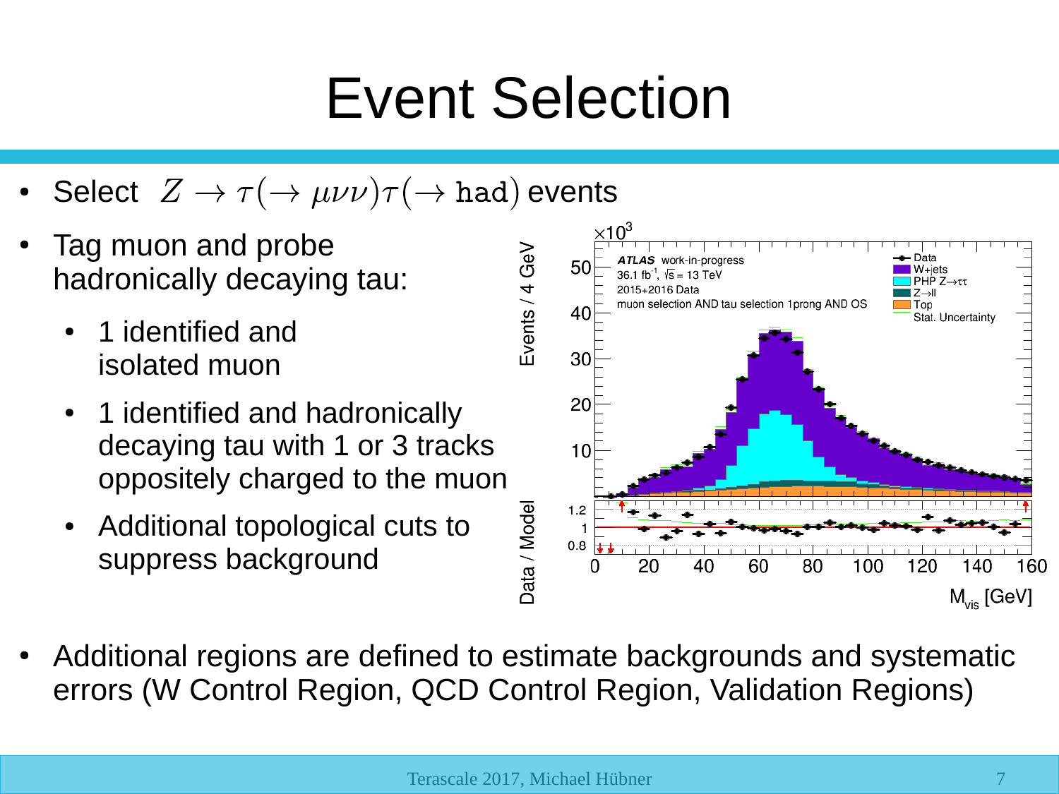# Event Selection

- Select $Z \rightarrow \tau(\rightarrow \mu\nu\nu)\tau(\rightarrow \texttt{had})$ events
- Tag muon and probe hadronically decaying tau:
  - 1 identified and isolated muon
  - 1 identified and hadronically decaying tau with 1 or 3 tracks oppositely charged to the muon
  - Additional topological cuts to suppress background
- Additional regions are defined to estimate backgrounds and systematic errors (W Control Region, QCD Control Region, Validation Regions)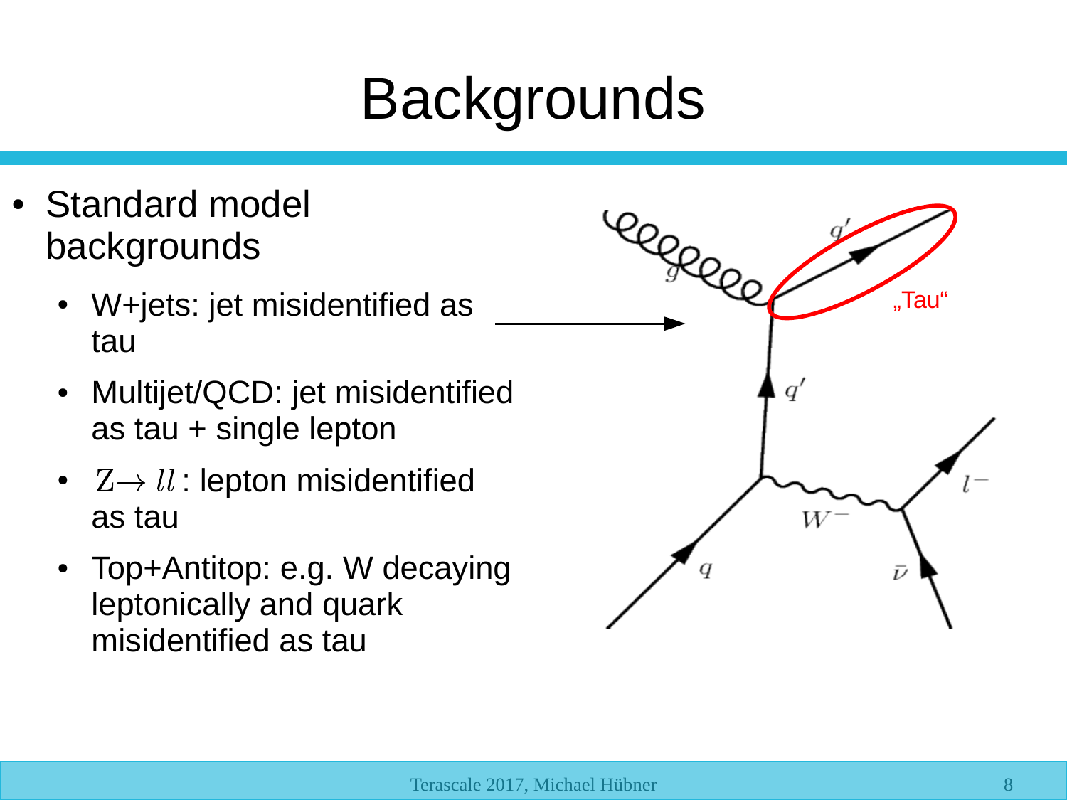# Backgrounds

- Standard model backgrounds
  - W+jets: jet misidentified as tau
  - Multijet/QCD: jet misidentified as tau + single lepton
  - $Z \rightarrow ll$: lepton misidentified as tau
  - Top+Antitop: e.g. W decaying leptonically and quark misidentified as tau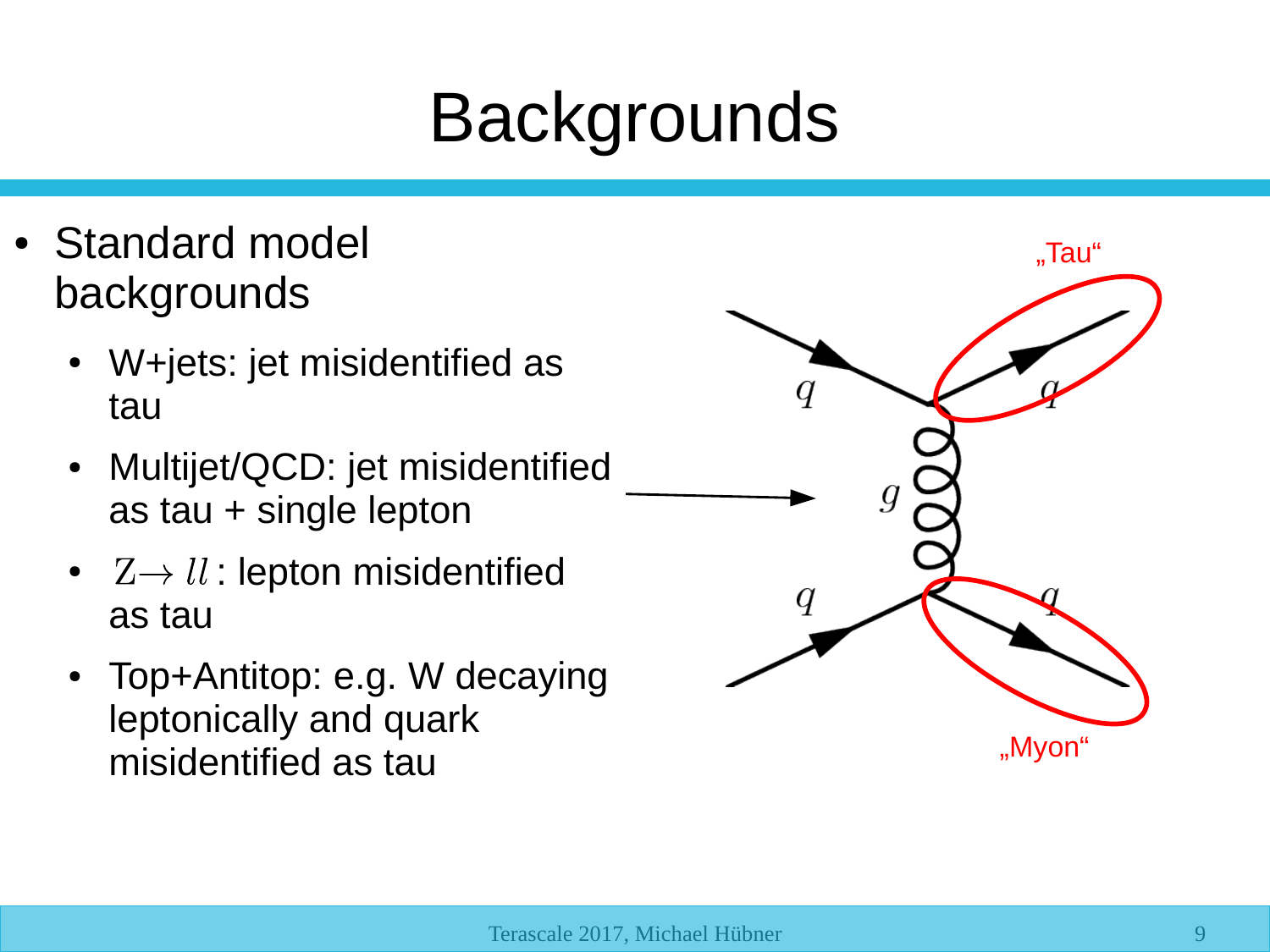# Backgrounds

- Standard model backgrounds
  - W+jets: jet misidentified as tau
  - Multijet/QCD: jet misidentified as tau + single lepton
  - $Z \rightarrow ll$: lepton misidentified as tau
  - Top+Antitop: e.g. W decaying leptonically and quark misidentified as tau

„Tau“

„Myon“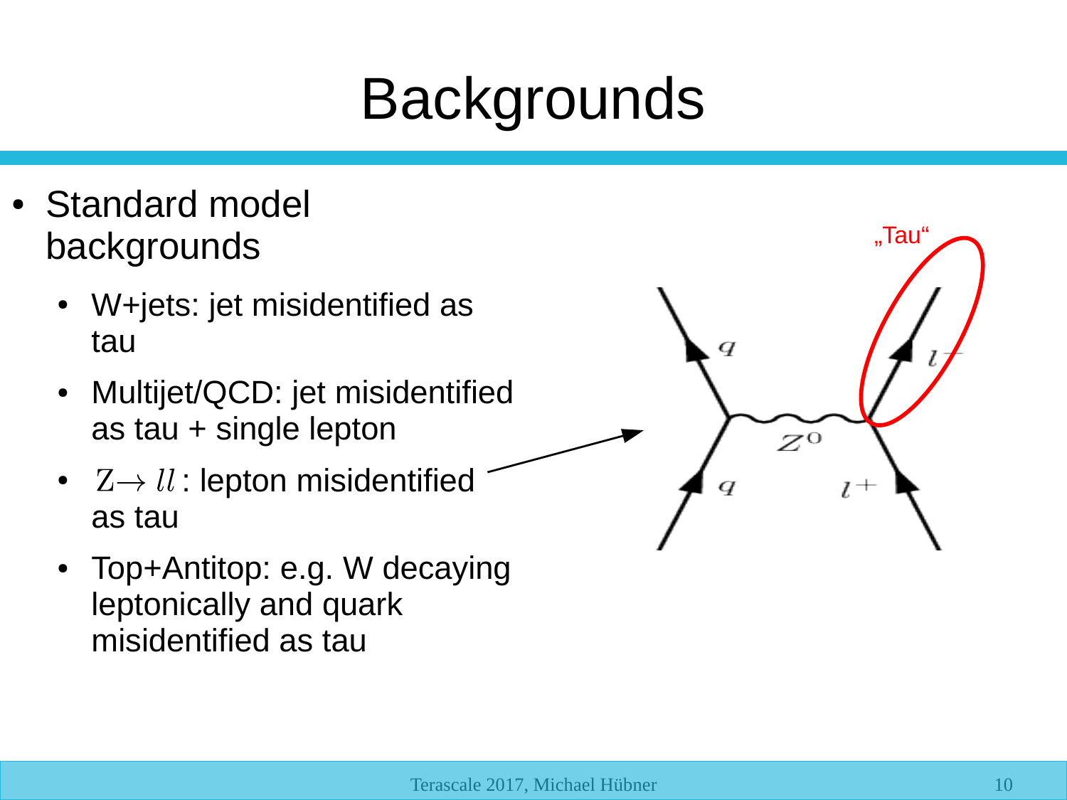# Backgrounds

- Standard model backgrounds
  - W+jets: jet misidentified as tau
  - Multijet/QCD: jet misidentified as tau + single lepton
  - $Z \rightarrow ll$ : lepton misidentified as tau
  - Top+Antitop: e.g. W decaying leptonically and quark misidentified as tau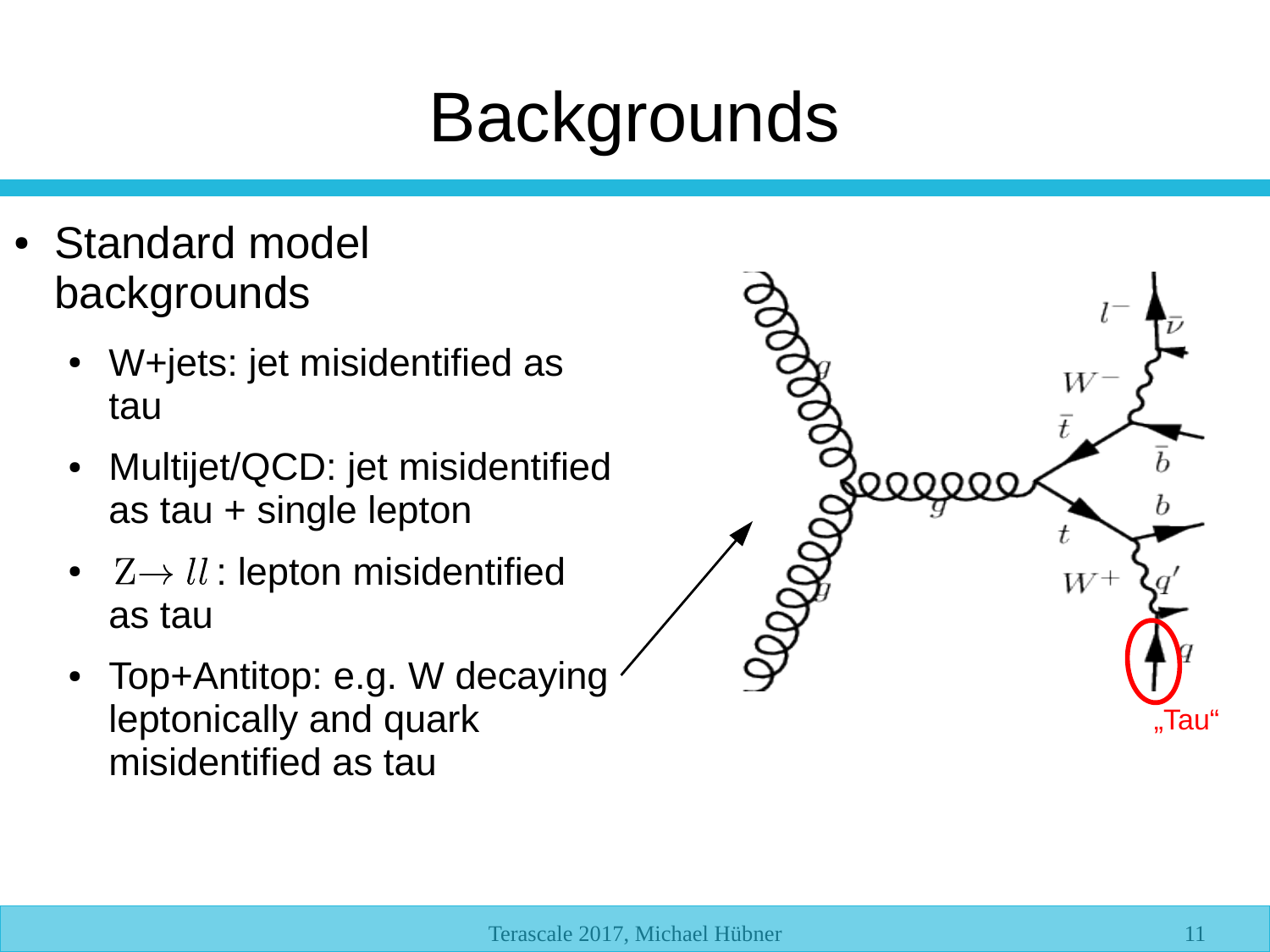# Backgrounds

- Standard model backgrounds
  - W+jets: jet misidentified as tau
  - Multijet/QCD: jet misidentified as tau + single lepton
  - $\mathrm{Z} \rightarrow ll$: lepton misidentified as tau
  - Top+Antitop: e.g. W decaying leptonically and quark misidentified as tau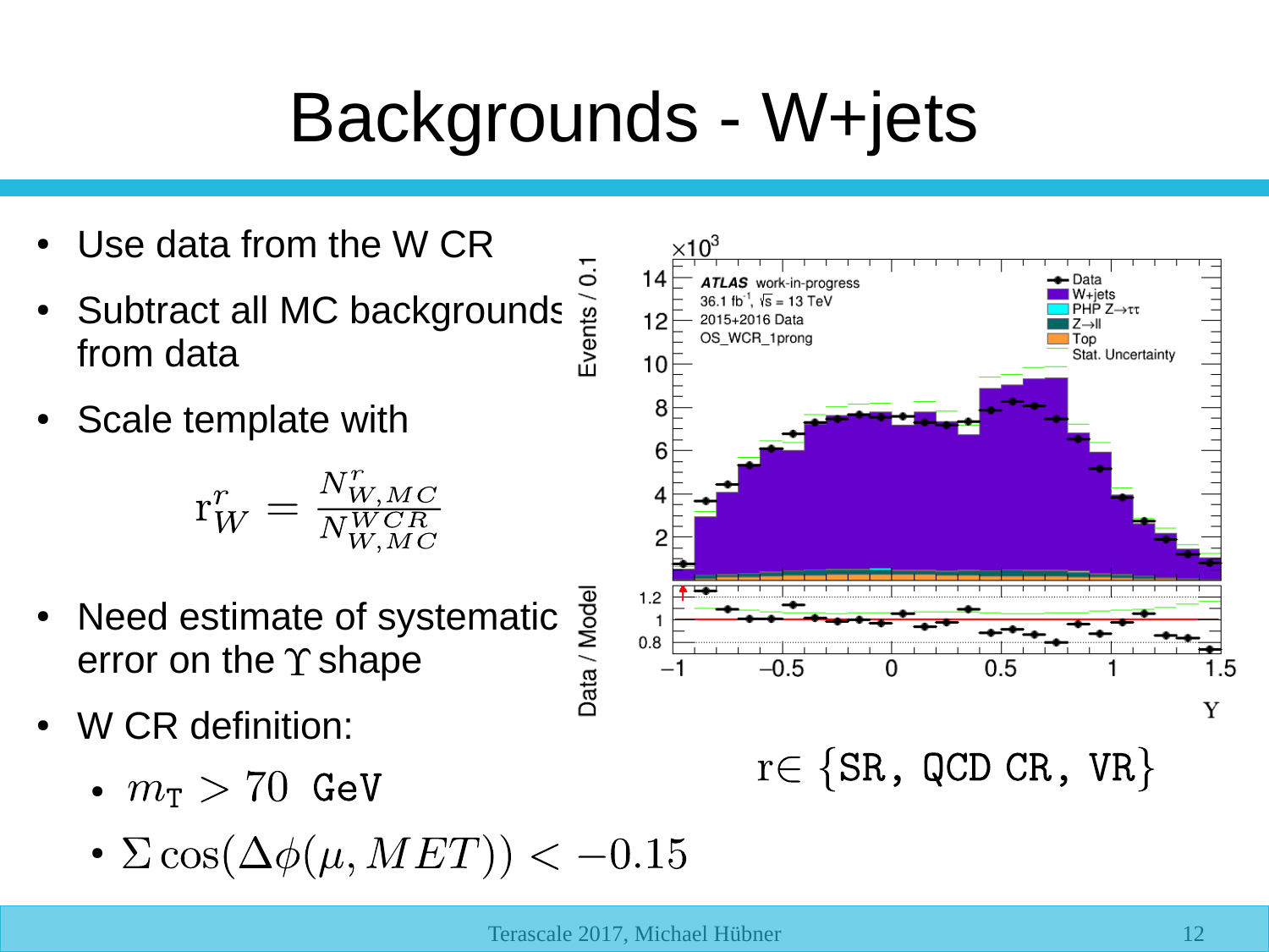# Backgrounds - W+jets

- Use data from the W CR
- Subtract all MC backgrounds from data
- Scale template with

$$r^r_W = \frac{N^r_{W,MC}}{N^{WCR}_{W,MC}}$$

$r \in \{\texttt{SR}, \texttt{QCD CR}, \texttt{VR}\}$

- Need estimate of systematic error on the $\Upsilon$ shape
- W CR definition:
  - $m_{\mathrm{T}} > 70\ \texttt{GeV}$
  - $\Sigma \cos(\Delta\phi(\mu, MET)) < -0.15$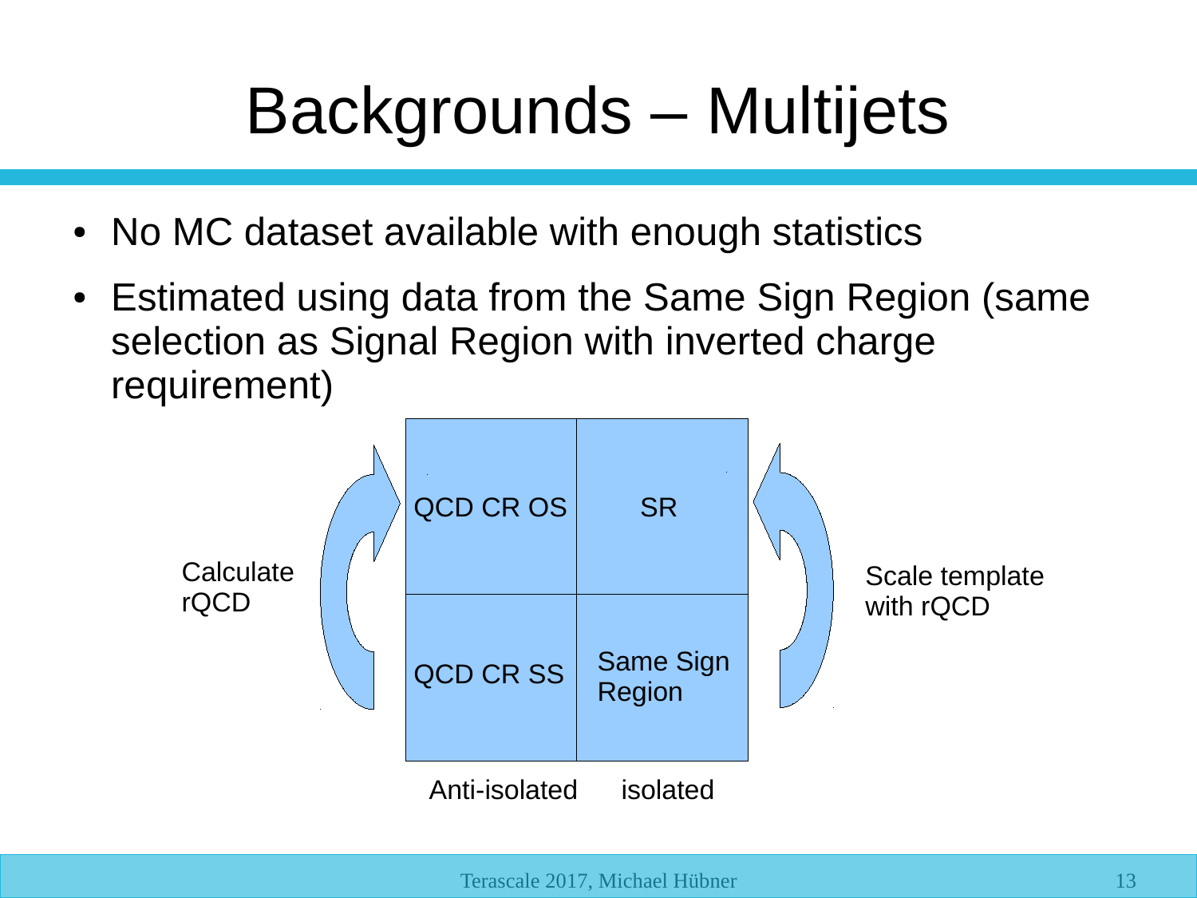# Backgrounds – Multijets

- No MC dataset available with enough statistics
- Estimated using data from the Same Sign Region (same selection as Signal Region with inverted charge requirement)

Calculate rQCD

| QCD CR OS | SR |
|---|---|
| QCD CR SS | Same Sign Region |
| Anti-isolated | isolated |

Scale template with rQCD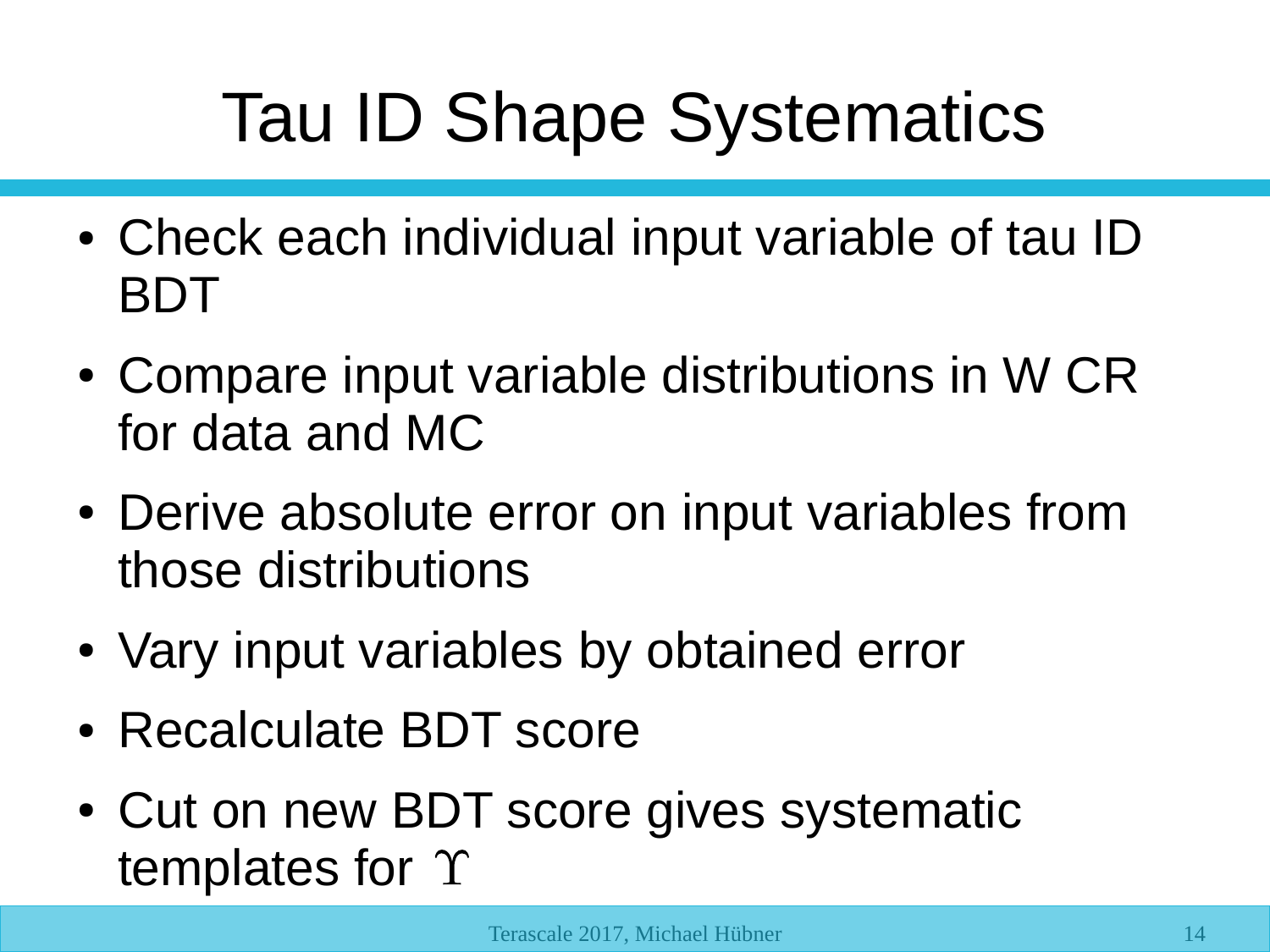# Tau ID Shape Systematics

- Check each individual input variable of tau ID BDT
- Compare input variable distributions in W CR for data and MC
- Derive absolute error on input variables from those distributions
- Vary input variables by obtained error
- Recalculate BDT score
- Cut on new BDT score gives systematic templates for $\Upsilon$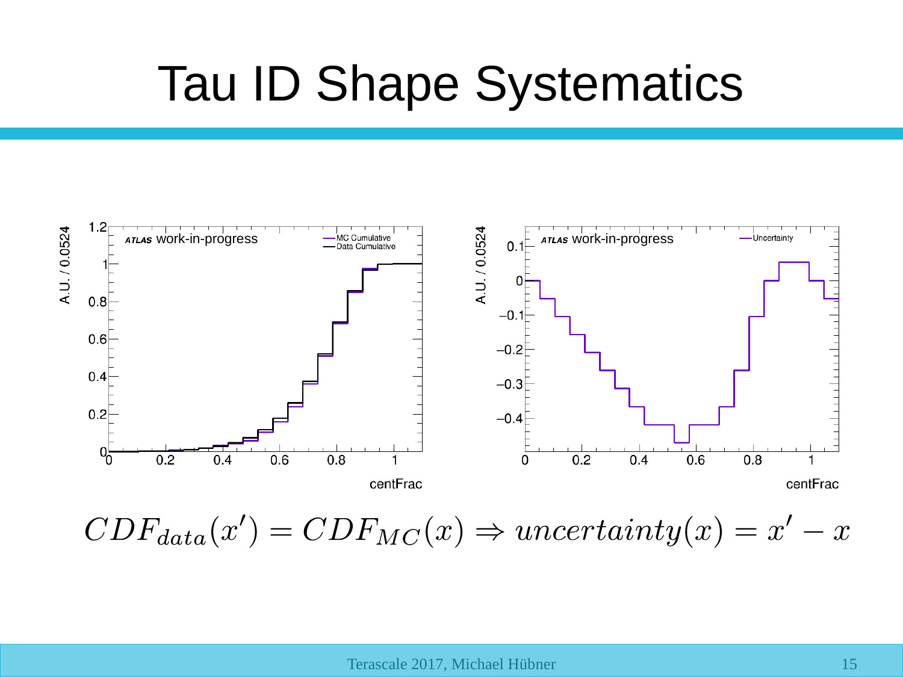# Tau ID Shape Systematics

$$CDF_{data}(x') = CDF_{MC}(x) \Rightarrow uncertainty(x) = x' - x$$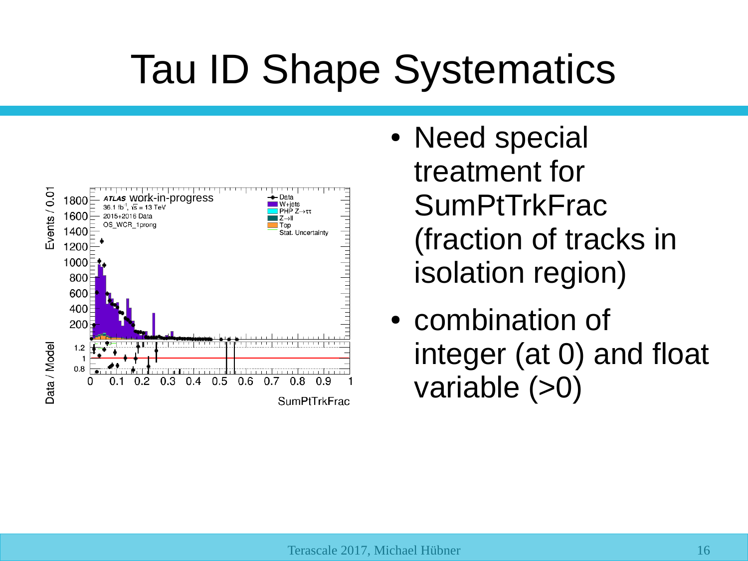# Tau ID Shape Systematics

- Need special treatment for SumPtTrkFrac (fraction of tracks in isolation region)
- combination of integer (at 0) and float variable (>0)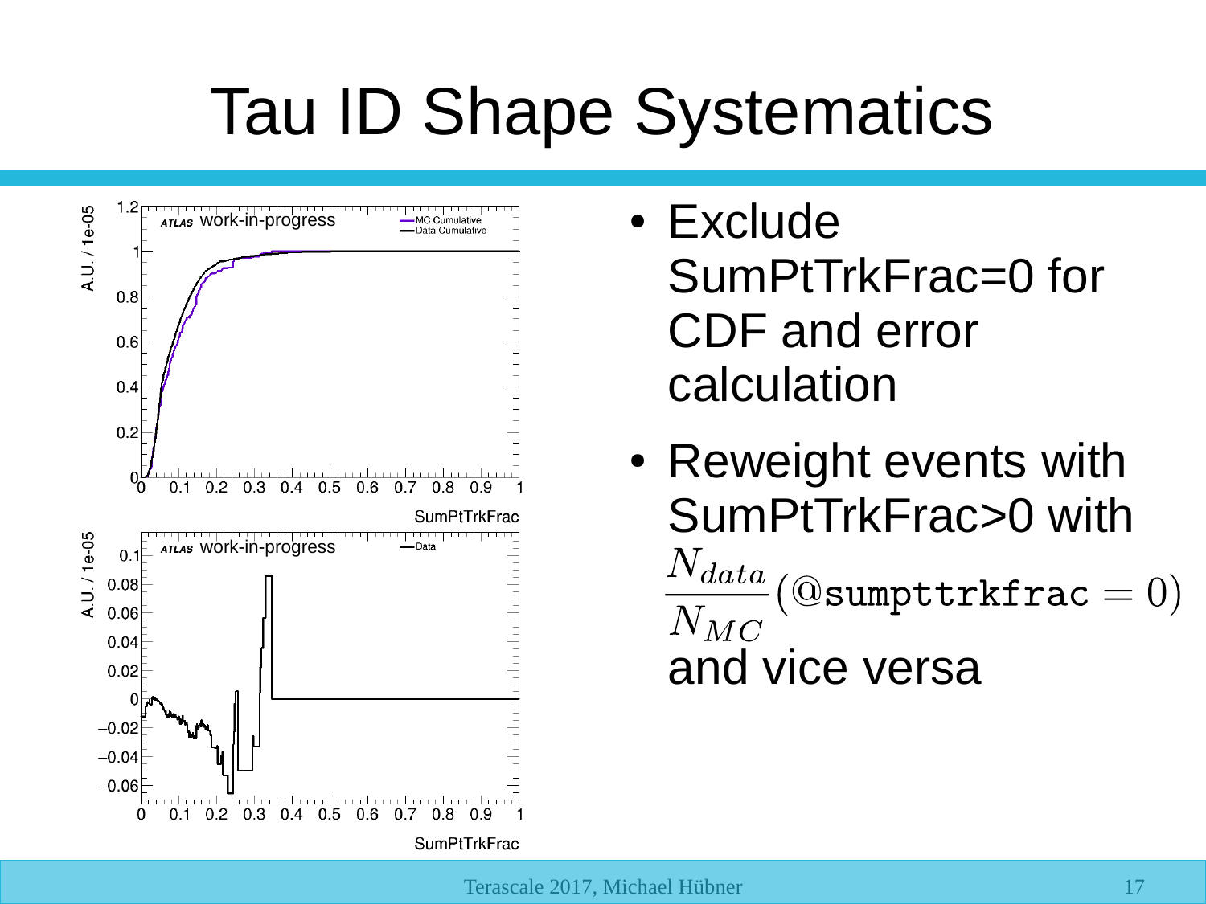# Tau ID Shape Systematics

- Exclude SumPtTrkFrac=0 for CDF and error calculation
- Reweight events with SumPtTrkFrac>0 with $\frac{N_{data}}{N_{MC}}(@\texttt{sumpttrkfrac} = 0)$ and vice versa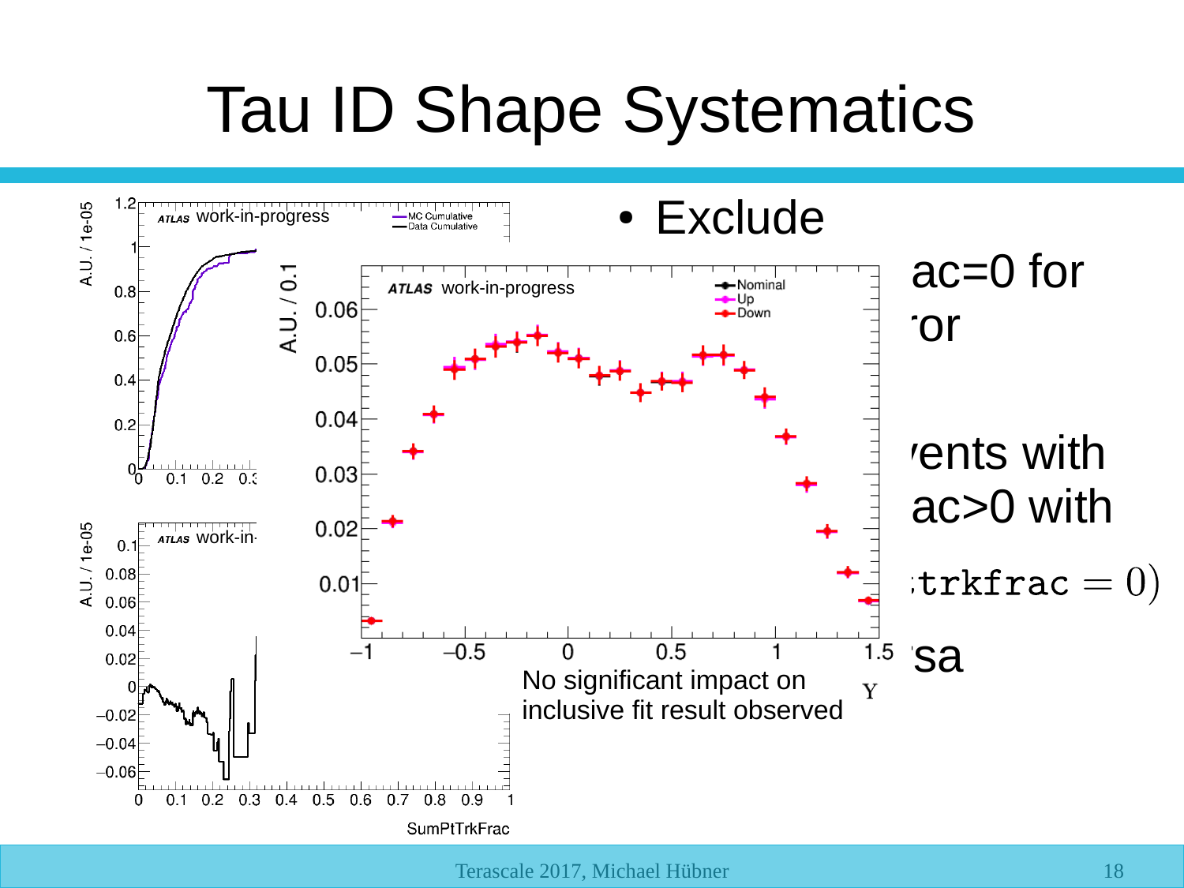# Tau ID Shape Systematics

- Exclude

ac=0 for

'or

'ents with

ac>0 with

$\mathtt{:trkfrac} = 0)$

'sa

No significant impact on inclusive fit result observed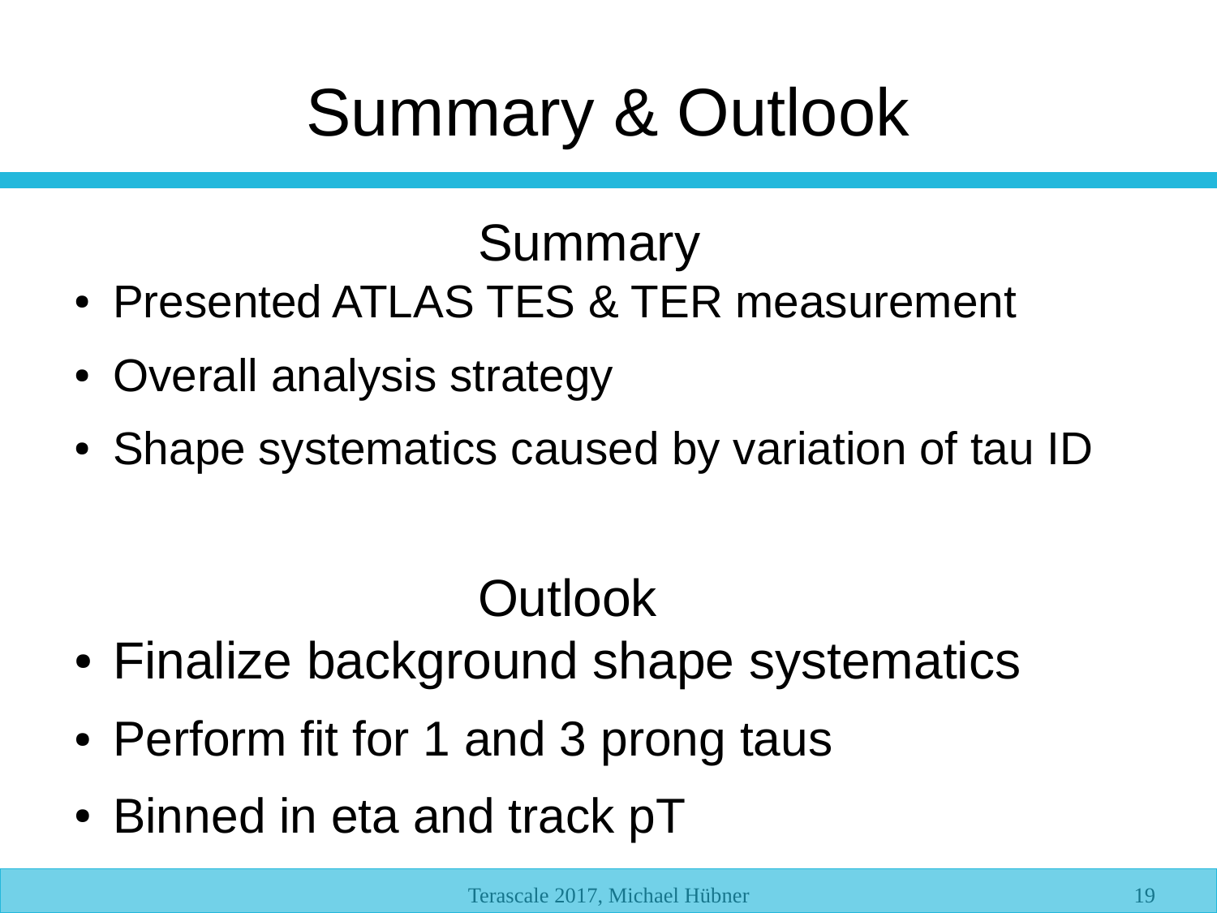# Summary & Outlook

## Summary

- Presented ATLAS TES & TER measurement
- Overall analysis strategy
- Shape systematics caused by variation of tau ID

## Outlook

- Finalize background shape systematics
- Perform fit for 1 and 3 prong taus
- Binned in eta and track pT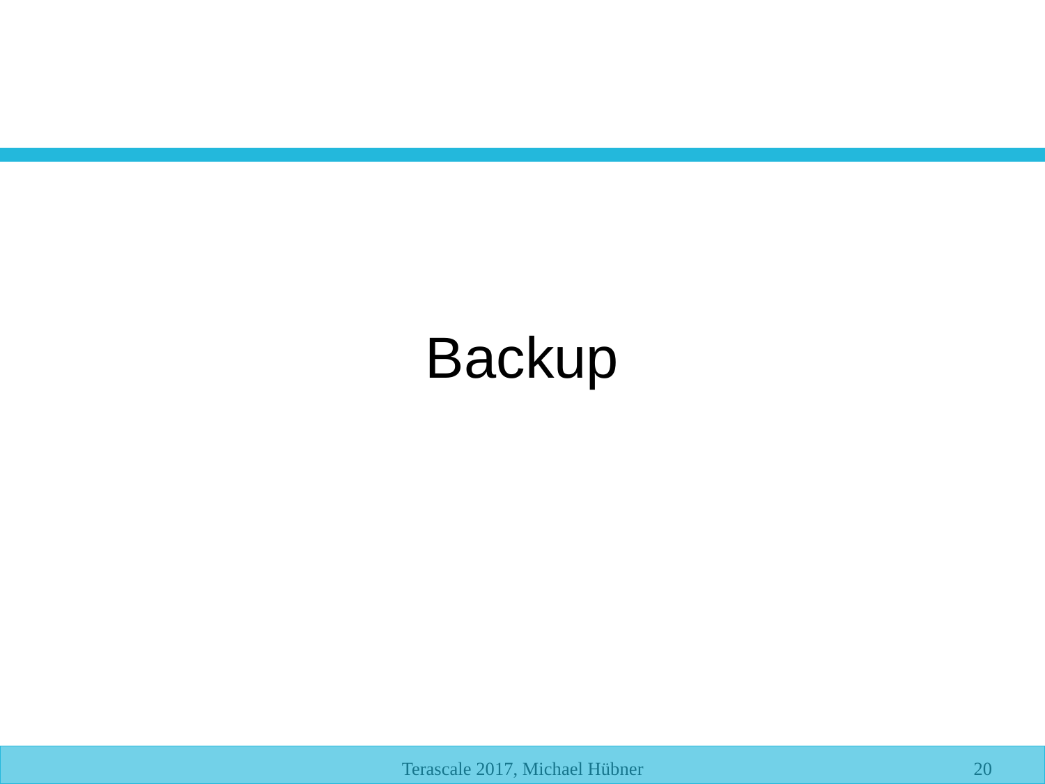# Backup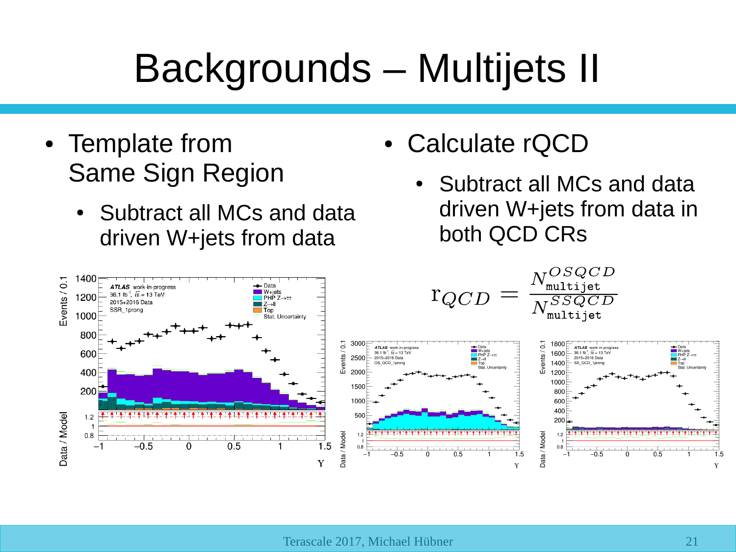# Backgrounds – Multijets II

- Template from Same Sign Region
  - Subtract all MCs and data driven W+jets from data

- Calculate rQCD
  - Subtract all MCs and data driven W+jets from data in both QCD CRs

$$r_{QCD} = \frac{N^{OSQCD}_{\texttt{multijet}}}{N^{SSQCD}_{\texttt{multijet}}}$$

ATLAS work-in-progress
36.1 fb$^{-1}$, $\sqrt{s}$ = 13 TeV
2015+2016 Data
SSR_1prong

Data
W+jets
PHP Z→ττ
Z→ll
Top
Stat. Uncertainty

Events / 0.1
1400
1200
1000
800
600
400
200

Data / Model
1.2
1
0.8

−1
−0.5
0
0.5
1
1.5
Y

ATLAS work-in-progress
36.1 fb$^{-1}$, $\sqrt{s}$ = 13 TeV
2015+2016 Data
OS_QCD_1prong

Data
W+jets
PHP Z→ττ
Z→ll
Top
Stat. Uncertainty

Events / 0.1
3000
2500
2000
1500
1000
500

Data / Model
1.2
1
0.8

−1
−0.5
0
0.5
1
1.5
Y

ATLAS work-in-progress
36.1 fb$^{-1}$, $\sqrt{s}$ = 13 TeV
2015+2016 Data
SS_QCD_1prong

Data
W+jets
PHP Z→ττ
Z→ll
Top
Stat. Uncertainty

Events / 0.1
1800
1600
1400
1200
1000
800
600
400
200

Data / Model
1.2
1
0.8

−1
−0.5
0
0.5
1
1.5
Y